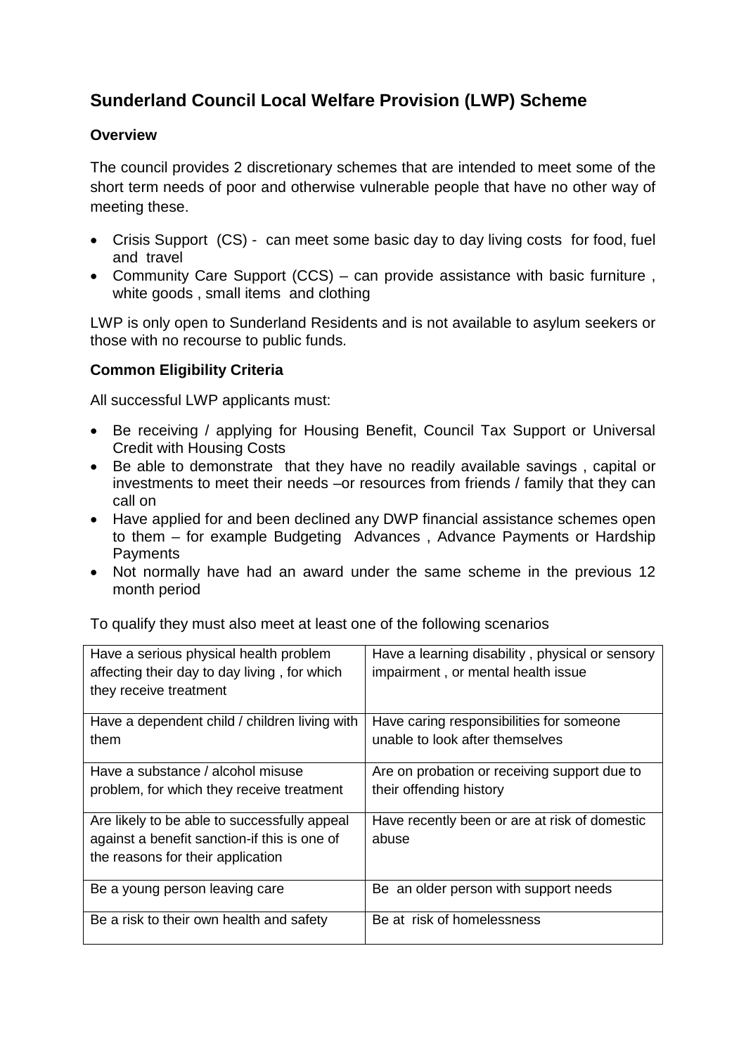## Sunderland Council Local Welfare Provision (LWP) Scheme

### Overview

The council provides 2 discretionary schemes that are intended to meet some of the short term needs of poor and otherwise vulnerable people that have no other way of meeting these.

- Crisis Support (CS) - can meet some basic day to day living costs for food, fuel and travel
- Community Care Support (CCS) – can provide assistance with basic furniture , white goods , small items and clothing

LWP is only open to Sunderland Residents and is not available to asylum seekers or those with no recourse to public funds.

### Common Eligibility Criteria

All successful LWP applicants must:

- Be receiving / applying for Housing Benefit, Council Tax Support or Universal Credit with Housing Costs
- Be able to demonstrate that they have no readily available savings , capital or investments to meet their needs –or resources from friends / family that they can call on
- Have applied for and been declined any DWP financial assistance schemes open to them – for example Budgeting Advances , Advance Payments or Hardship Payments
- Not normally have had an award under the same scheme in the previous 12 month period

To qualify they must also meet at least one of the following scenarios

| | |
|---|---|
| Have a serious physical health problem affecting their day to day living , for which they receive treatment | Have a learning disability , physical or sensory impairment , or mental health issue |
| Have a dependent child / children living with them | Have caring responsibilities for someone unable to look after themselves |
| Have a substance / alcohol misuse problem, for which they receive treatment | Are on probation or receiving support due to their offending history |
| Are likely to be able to successfully appeal against a benefit sanction-if this is one of the reasons for their application | Have recently been or are at risk of domestic abuse |
| Be a young person leaving care | Be an older person with support needs |
| Be a risk to their own health and safety | Be at risk of homelessness |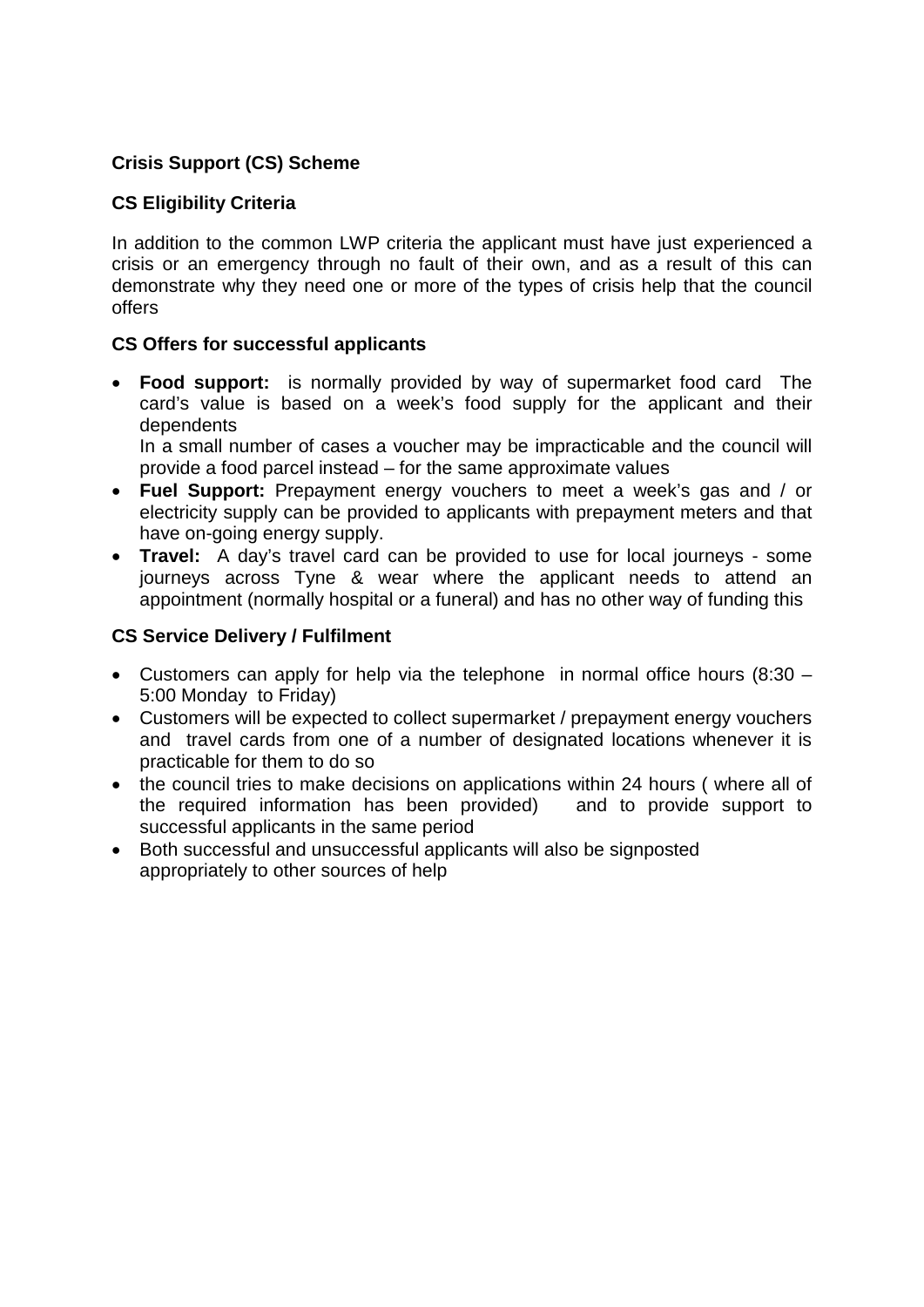**Crisis Support (CS) Scheme**

**CS Eligibility Criteria**

In addition to the common LWP criteria the applicant must have just experienced a crisis or an emergency through no fault of their own, and as a result of this can demonstrate why they need one or more of the types of crisis help that the council offers

**CS Offers for successful applicants**

- **Food support:** is normally provided by way of supermarket food card The card's value is based on a week's food supply for the applicant and their dependents
  In a small number of cases a voucher may be impracticable and the council will provide a food parcel instead – for the same approximate values
- **Fuel Support:** Prepayment energy vouchers to meet a week's gas and / or electricity supply can be provided to applicants with prepayment meters and that have on-going energy supply.
- **Travel:** A day's travel card can be provided to use for local journeys - some journeys across Tyne & wear where the applicant needs to attend an appointment (normally hospital or a funeral) and has no other way of funding this

**CS Service Delivery / Fulfilment**

- Customers can apply for help via the telephone in normal office hours (8:30 – 5:00 Monday to Friday)
- Customers will be expected to collect supermarket / prepayment energy vouchers and travel cards from one of a number of designated locations whenever it is practicable for them to do so
- the council tries to make decisions on applications within 24 hours ( where all of the required information has been provided) and to provide support to successful applicants in the same period
- Both successful and unsuccessful applicants will also be signposted appropriately to other sources of help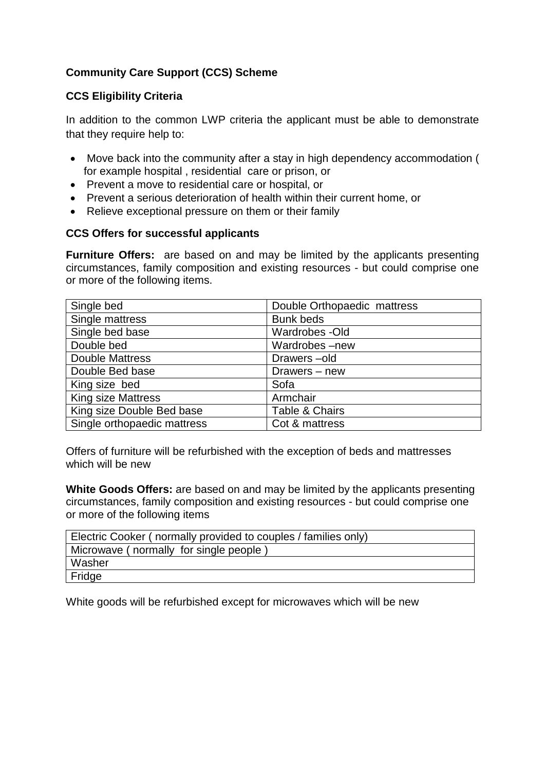**Community Care Support (CCS) Scheme**

**CCS Eligibility Criteria**

In addition to the common LWP criteria the applicant must be able to demonstrate that they require help to:

- Move back into the community after a stay in high dependency accommodation ( for example hospital , residential care or prison, or
- Prevent a move to residential care or hospital, or
- Prevent a serious deterioration of health within their current home, or
- Relieve exceptional pressure on them or their family

**CCS Offers for successful applicants**

**Furniture Offers:** are based on and may be limited by the applicants presenting circumstances, family composition and existing resources - but could comprise one or more of the following items.

| | |
|---|---|
| Single bed | Double Orthopaedic mattress |
| Single mattress | Bunk beds |
| Single bed base | Wardrobes -Old |
| Double bed | Wardrobes –new |
| Double Mattress | Drawers –old |
| Double Bed base | Drawers – new |
| King size bed | Sofa |
| King size Mattress | Armchair |
| King size Double Bed base | Table & Chairs |
| Single orthopaedic mattress | Cot & mattress |

Offers of furniture will be refurbished with the exception of beds and mattresses which will be new

**White Goods Offers:** are based on and may be limited by the applicants presenting circumstances, family composition and existing resources - but could comprise one or more of the following items

| |
|---|
| Electric Cooker ( normally provided to couples / families only) |
| Microwave ( normally for single people ) |
| Washer |
| Fridge |

White goods will be refurbished except for microwaves which will be new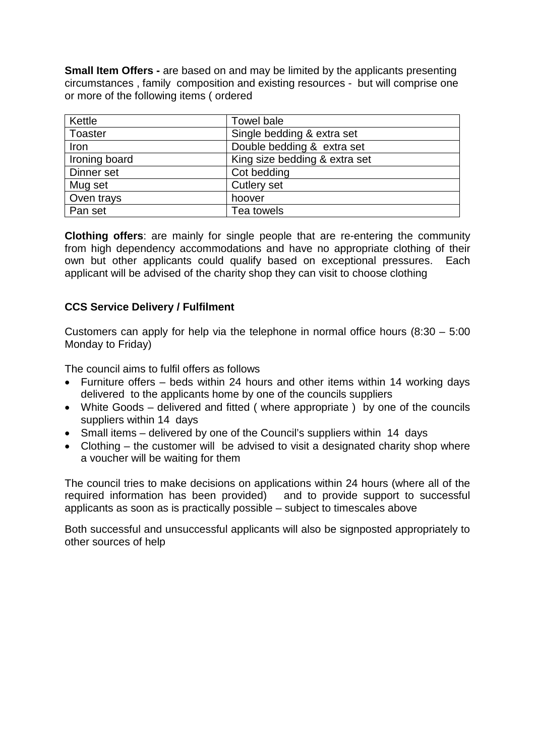**Small Item Offers -** are based on and may be limited by the applicants presenting circumstances , family composition and existing resources - but will comprise one or more of the following items ( ordered

| | |
|---|---|
| Kettle | Towel bale |
| Toaster | Single bedding & extra set |
| Iron | Double bedding & extra set |
| Ironing board | King size bedding & extra set |
| Dinner set | Cot bedding |
| Mug set | Cutlery set |
| Oven trays | hoover |
| Pan set | Tea towels |

**Clothing offers**: are mainly for single people that are re-entering the community from high dependency accommodations and have no appropriate clothing of their own but other applicants could qualify based on exceptional pressures. Each applicant will be advised of the charity shop they can visit to choose clothing

**CCS Service Delivery / Fulfilment**

Customers can apply for help via the telephone in normal office hours (8:30 – 5:00 Monday to Friday)

The council aims to fulfil offers as follows

- Furniture offers – beds within 24 hours and other items within 14 working days delivered to the applicants home by one of the councils suppliers
- White Goods – delivered and fitted ( where appropriate ) by one of the councils suppliers within 14 days
- Small items – delivered by one of the Council's suppliers within 14 days
- Clothing – the customer will be advised to visit a designated charity shop where a voucher will be waiting for them

The council tries to make decisions on applications within 24 hours (where all of the required information has been provided) and to provide support to successful applicants as soon as is practically possible – subject to timescales above

Both successful and unsuccessful applicants will also be signposted appropriately to other sources of help